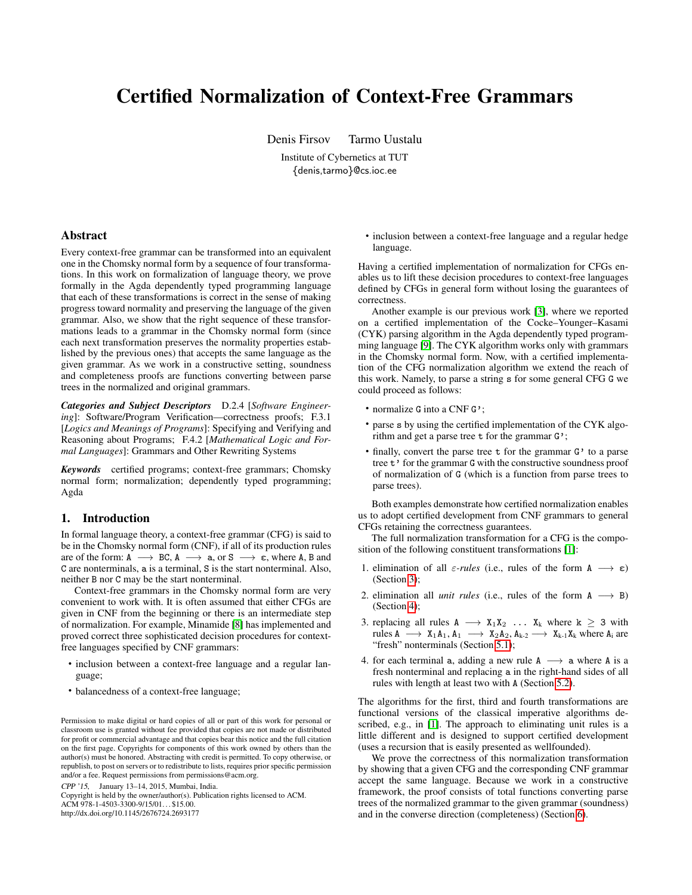# Certified Normalization of Context-Free Grammars

Denis Firsov Tarmo Uustalu

Institute of Cybernetics at TUT
{denis,tarmo}@cs.ioc.ee

## Abstract

Every context-free grammar can be transformed into an equivalent one in the Chomsky normal form by a sequence of four transformations. In this work on formalization of language theory, we prove formally in the Agda dependently typed programming language that each of these transformations is correct in the sense of making progress toward normality and preserving the language of the given grammar. Also, we show that the right sequence of these transformations leads to a grammar in the Chomsky normal form (since each next transformation preserves the normality properties established by the previous ones) that accepts the same language as the given grammar. As we work in a constructive setting, soundness and completeness proofs are functions converting between parse trees in the normalized and original grammars.

***Categories and Subject Descriptors*** D.2.4 [*Software Engineering*]: Software/Program Verification—correctness proofs; F.3.1 [*Logics and Meanings of Programs*]: Specifying and Verifying and Reasoning about Programs; F.4.2 [*Mathematical Logic and Formal Languages*]: Grammars and Other Rewriting Systems

***Keywords*** certified programs; context-free grammars; Chomsky normal form; normalization; dependently typed programming; Agda

## 1. Introduction

In formal language theory, a context-free grammar (CFG) is said to be in the Chomsky normal form (CNF), if all of its production rules are of the form: $\mathtt{A} \longrightarrow \mathtt{BC}$, $\mathtt{A} \longrightarrow \mathtt{a}$, or $\mathtt{S} \longrightarrow \varepsilon$, where A, B and C are nonterminals, a is a terminal, S is the start nonterminal. Also, neither B nor C may be the start nonterminal.

Context-free grammars in the Chomsky normal form are very convenient to work with. It is often assumed that either CFGs are given in CNF from the beginning or there is an intermediate step of normalization. For example, Minamide [8] has implemented and proved correct three sophisticated decision procedures for context-free languages specified by CNF grammars:

- inclusion between a context-free language and a regular language;
- balancedness of a context-free language;
- inclusion between a context-free language and a regular hedge language.

Having a certified implementation of normalization for CFGs enables us to lift these decision procedures to context-free languages defined by CFGs in general form without losing the guarantees of correctness.

Another example is our previous work [3], where we reported on a certified implementation of the Cocke–Younger–Kasami (CYK) parsing algorithm in the Agda dependently typed programming language [9]. The CYK algorithm works only with grammars in the Chomsky normal form. Now, with a certified implementation of the CFG normalization algorithm we extend the reach of this work. Namely, to parse a string s for some general CFG G we could proceed as follows:

- normalize G into a CNF G';
- parse s by using the certified implementation of the CYK algorithm and get a parse tree t for the grammar G';
- finally, convert the parse tree t for the grammar G' to a parse tree t' for the grammar G with the constructive soundness proof of normalization of G (which is a function from parse trees to parse trees).

Both examples demonstrate how certified normalization enables us to adopt certified development from CNF grammars to general CFGs retaining the correctness guarantees.

The full normalization transformation for a CFG is the composition of the following constituent transformations [1]:

1. elimination of all *ε-rules* (i.e., rules of the form $\mathtt{A} \longrightarrow \varepsilon$) (Section 3);
2. elimination all *unit rules* (i.e., rules of the form $\mathtt{A} \longrightarrow \mathtt{B}$) (Section 4);
3. replacing all rules $\mathtt{A} \longrightarrow \mathtt{X}_1\mathtt{X}_2 \ \ldots \ \mathtt{X}_k$ where $k \geq 3$ with rules $\mathtt{A} \longrightarrow \mathtt{X}_1\mathtt{A}_1$, $\mathtt{A}_1 \longrightarrow \mathtt{X}_2\mathtt{A}_2$, $\mathtt{A}_{k\text{-}2} \longrightarrow \mathtt{X}_{k\text{-}1}\mathtt{X}_k$ where $\mathtt{A}_i$ are "fresh" nonterminals (Section 5.1);
4. for each terminal a, adding a new rule $\mathtt{A} \longrightarrow \mathtt{a}$ where A is a fresh nonterminal and replacing a in the right-hand sides of all rules with length at least two with A (Section 5.2).

The algorithms for the first, third and fourth transformations are functional versions of the classical imperative algorithms described, e.g., in [1]. The approach to eliminating unit rules is a little different and is designed to support certified development (uses a recursion that is easily presented as wellfounded).

We prove the correctness of this normalization transformation by showing that a given CFG and the corresponding CNF grammar accept the same language. Because we work in a constructive framework, the proof consists of total functions converting parse trees of the normalized grammar to the given grammar (soundness) and in the converse direction (completeness) (Section 6).

Permission to make digital or hard copies of all or part of this work for personal or classroom use is granted without fee provided that copies are not made or distributed for profit or commercial advantage and that copies bear this notice and the full citation on the first page. Copyrights for components of this work owned by others than the author(s) must be honored. Abstracting with credit is permitted. To copy otherwise, or republish, to post on servers or to redistribute to lists, requires prior specific permission and/or a fee. Request permissions from permissions@acm.org.

*CPP '15*, January 13–14, 2015, Mumbai, India.
Copyright is held by the owner/author(s). Publication rights licensed to ACM.
ACM 978-1-4503-3300-9/15/01…$15.00.
http://dx.doi.org/10.1145/2676724.2693177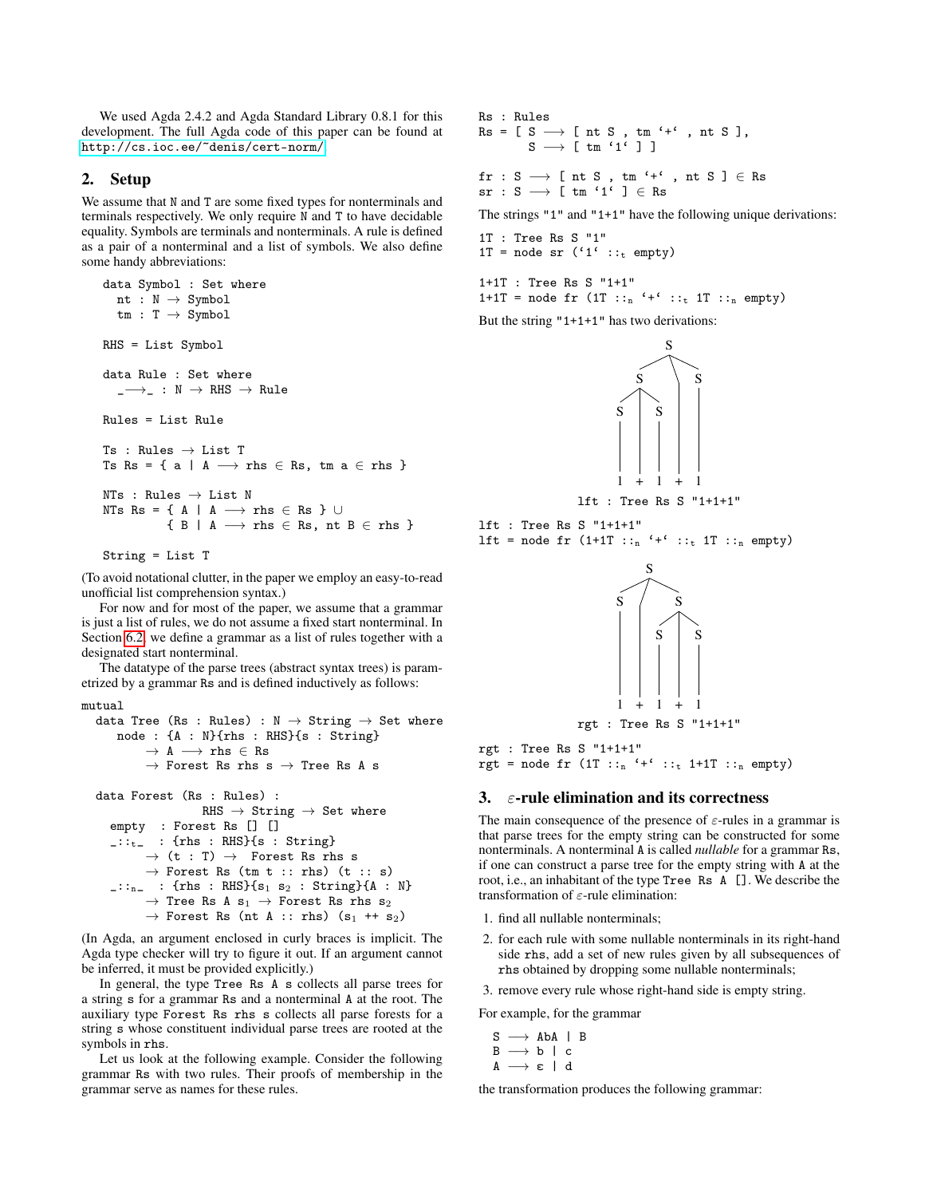We used Agda 2.4.2 and Agda Standard Library 0.8.1 for this development. The full Agda code of this paper can be found at http://cs.ioc.ee/~denis/cert-norm/

## 2. Setup

We assume that N and T are some fixed types for nonterminals and terminals respectively. We only require N and T to have decidable equality. Symbols are terminals and nonterminals. A rule is defined as a pair of a nonterminal and a list of symbols. We also define some handy abbreviations:

```
data Symbol : Set where
  nt : N → Symbol
  tm : T → Symbol

RHS = List Symbol

data Rule : Set where
  _⟶_ : N → RHS → Rule

Rules = List Rule

Ts : Rules → List T
Ts Rs = { a | A ⟶ rhs ∈ Rs, tm a ∈ rhs }

NTs : Rules → List N
NTs Rs = { A | A ⟶ rhs ∈ Rs } ∪
         { B | A ⟶ rhs ∈ Rs, nt B ∈ rhs }

String = List T
```

(To avoid notational clutter, in the paper we employ an easy-to-read unofficial list comprehension syntax.)

For now and for most of the paper, we assume that a grammar is just a list of rules, we do not assume a fixed start nonterminal. In Section 6.2, we define a grammar as a list of rules together with a designated start nonterminal.

The datatype of the parse trees (abstract syntax trees) is parametrized by a grammar Rs and is defined inductively as follows:

```
mutual
  data Tree (Rs : Rules) : N → String → Set where
    node : {A : N}{rhs : RHS}{s : String}
        → A ⟶ rhs ∈ Rs
        → Forest Rs rhs s → Tree Rs A s

  data Forest (Rs : Rules) :
                RHS → String → Set where
    empty  : Forest Rs [] []
    _::t_  : {rhs : RHS}{s : String}
        → (t : T) →  Forest Rs rhs s
        → Forest Rs (tm t :: rhs) (t :: s)
    _::n_  : {rhs : RHS}{s₁ s₂ : String}{A : N}
        → Tree Rs A s₁ → Forest Rs rhs s₂
        → Forest Rs (nt A :: rhs) (s₁ ++ s₂)
```

(In Agda, an argument enclosed in curly braces is implicit. The Agda type checker will try to figure it out. If an argument cannot be inferred, it must be provided explicitly.)

In general, the type Tree Rs A s collects all parse trees for a string s for a grammar Rs and a nonterminal A at the root. The auxiliary type Forest Rs rhs s collects all parse forests for a string s whose constituent individual parse trees are rooted at the symbols in rhs.

Let us look at the following example. Consider the following grammar Rs with two rules. Their proofs of membership in the grammar serve as names for these rules.

```
Rs : Rules
Rs = [ S ⟶ [ nt S , tm '+' , nt S ],
       S ⟶ [ tm '1' ] ]

fr : S ⟶ [ nt S , tm '+' , nt S ] ∈ Rs
sr : S ⟶ [ tm '1' ] ∈ Rs
```

The strings "1" and "1+1" have the following unique derivations:

```
1T : Tree Rs S "1"
1T = node sr ('1' ::t empty)

1+1T : Tree Rs S "1+1"
1+1T = node fr (1T ::n '+' ::t 1T ::n empty)
```

But the string "1+1+1" has two derivations:

lft : Tree Rs S "1+1+1"

```
lft : Tree Rs S "1+1+1"
lft = node fr (1+1T ::n '+' ::t 1T ::n empty)
```

rgt : Tree Rs S "1+1+1"

```
rgt : Tree Rs S "1+1+1"
rgt = node fr (1T ::n '+' ::t 1+1T ::n empty)
```

## 3. ε-rule elimination and its correctness

The main consequence of the presence of ε-rules in a grammar is that parse trees for the empty string can be constructed for some nonterminals. A nonterminal A is called *nullable* for a grammar Rs, if one can construct a parse tree for the empty string with A at the root, i.e., an inhabitant of the type Tree Rs A []. We describe the transformation of ε-rule elimination:

1. find all nullable nonterminals;
2. for each rule with some nullable nonterminals in its right-hand side rhs, add a set of new rules given by all subsequences of rhs obtained by dropping some nullable nonterminals;
3. remove every rule whose right-hand side is empty string.

For example, for the grammar

```
S ⟶ AbA | B
B ⟶ b | c
A ⟶ ε | d
```

the transformation produces the following grammar: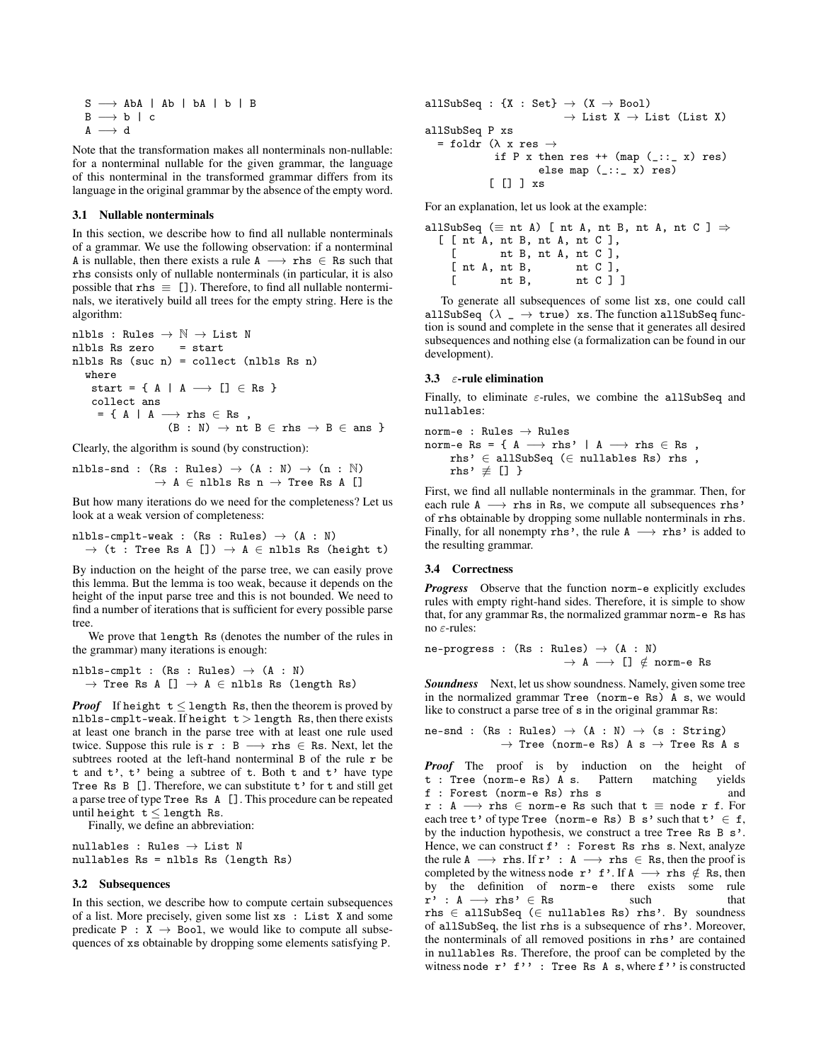```
S ⟶ AbA | Ab | bA | b | B
B ⟶ b | c
A ⟶ d
```

Note that the transformation makes all nonterminals non-nullable: for a nonterminal nullable for the given grammar, the language of this nonterminal in the transformed grammar differs from its language in the original grammar by the absence of the empty word.

### 3.1 Nullable nonterminals

In this section, we describe how to find all nullable nonterminals of a grammar. We use the following observation: if a nonterminal A is nullable, then there exists a rule A ⟶ rhs ∈ Rs such that rhs consists only of nullable nonterminals (in particular, it is also possible that rhs ≡ []). Therefore, to find all nullable nonterminals, we iteratively build all trees for the empty string. Here is the algorithm:

```
nlbls : Rules → ℕ → List N
nlbls Rs zero    = start
nlbls Rs (suc n) = collect (nlbls Rs n)
  where
   start = { A | A ⟶ [] ∈ Rs }
   collect ans
    = { A | A ⟶ rhs ∈ Rs ,
              (B : N) → nt B ∈ rhs → B ∈ ans }
```

Clearly, the algorithm is sound (by construction):

```
nlbls-snd : (Rs : Rules) → (A : N) → (n : ℕ)
            → A ∈ nlbls Rs n → Tree Rs A []
```

But how many iterations do we need for the completeness? Let us look at a weak version of completeness:

```
nlbls-cmplt-weak : (Rs : Rules) → (A : N)
  → (t : Tree Rs A []) → A ∈ nlbls Rs (height t)
```

By induction on the height of the parse tree, we can easily prove this lemma. But the lemma is too weak, because it depends on the height of the input parse tree and this is not bounded. We need to find a number of iterations that is sufficient for every possible parse tree.

We prove that length Rs (denotes the number of the rules in the grammar) many iterations is enough:

```
nlbls-cmplt : (Rs : Rules) → (A : N)
  → Tree Rs A [] → A ∈ nlbls Rs (length Rs)
```

***Proof*** If height t ≤ length Rs, then the theorem is proved by nlbls-cmplt-weak. If height t > length Rs, then there exists at least one branch in the parse tree with at least one rule used twice. Suppose this rule is r : B ⟶ rhs ∈ Rs. Next, let the subtrees rooted at the left-hand nonterminal B of the rule r be t and t', t' being a subtree of t. Both t and t' have type Tree Rs B []. Therefore, we can substitute t' for t and still get a parse tree of type Tree Rs A []. This procedure can be repeated until height t ≤ length Rs.

Finally, we define an abbreviation:

```
nullables : Rules → List N
nullables Rs = nlbls Rs (length Rs)
```

### 3.2 Subsequences

In this section, we describe how to compute certain subsequences of a list. More precisely, given some list xs : List X and some predicate P : X → Bool, we would like to compute all subsequences of xs obtainable by dropping some elements satisfying P.

```
allSubSeq : {X : Set} → (X → Bool)
                      → List X → List (List X)
allSubSeq P xs
  = foldr (λ x res →
          if P x then res ++ (map (_::_ x) res)
                 else map (_::_ x) res)
         [ [] ] xs
```

For an explanation, let us look at the example:

```
allSubSeq (≡ nt A) [ nt A, nt B, nt A, nt C ] ⇒
  [ [ nt A, nt B, nt A, nt C ],
    [       nt B, nt A, nt C ],
    [ nt A, nt B,       nt C ],
    [       nt B,       nt C ] ]
```

To generate all subsequences of some list xs, one could call allSubSeq (λ _ → true) xs. The function allSubSeq function is sound and complete in the sense that it generates all desired subsequences and nothing else (a formalization can be found in our development).

### 3.3 $\varepsilon$-rule elimination

Finally, to eliminate $\varepsilon$-rules, we combine the allSubSeq and nullables:

```
norm-e : Rules → Rules
norm-e Rs = { A ⟶ rhs' | A ⟶ rhs ∈ Rs ,
    rhs' ∈ allSubSeq (∈ nullables Rs) rhs ,
    rhs' ≢ [] }
```

First, we find all nullable nonterminals in the grammar. Then, for each rule A ⟶ rhs in Rs, we compute all subsequences rhs' of rhs obtainable by dropping some nullable nonterminals in rhs. Finally, for all nonempty rhs', the rule A ⟶ rhs' is added to the resulting grammar.

### 3.4 Correctness

***Progress*** Observe that the function norm-e explicitly excludes rules with empty right-hand sides. Therefore, it is simple to show that, for any grammar Rs, the normalized grammar norm-e Rs has no $\varepsilon$-rules:

```
ne-progress : (Rs : Rules) → (A : N)
                          → A ⟶ [] ∉ norm-e Rs
```

***Soundness*** Next, let us show soundness. Namely, given some tree in the normalized grammar Tree (norm-e Rs) A s, we would like to construct a parse tree of s in the original grammar Rs:

```
ne-snd : (Rs : Rules) → (A : N) → (s : String)
         → Tree (norm-e Rs) A s → Tree Rs A s
```

***Proof*** The proof is by induction on the height of t : Tree (norm-e Rs) A s. Pattern matching yields f : Forest (norm-e Rs) rhs s and r : A ⟶ rhs ∈ norm-e Rs such that t ≡ node r f. For each tree t' of type Tree (norm-e Rs) B s' such that t' ∈ f, by the induction hypothesis, we construct a tree Tree Rs B s'. Hence, we can construct f' : Forest Rs rhs s. Next, analyze the rule A ⟶ rhs. If r' : A ⟶ rhs ∈ Rs, then the proof is completed by the witness node r' f'. If A ⟶ rhs ∉ Rs, then by the definition of norm-e there exists some rule r' : A ⟶ rhs' ∈ Rs such that rhs ∈ allSubSeq (∈ nullables Rs) rhs'. By soundness of allSubSeq, the list rhs is a subsequence of rhs'. Moreover, the nonterminals of all removed positions in rhs' are contained in nullables Rs. Therefore, the proof can be completed by the witness node r' f'' : Tree Rs A s, where f'' is constructed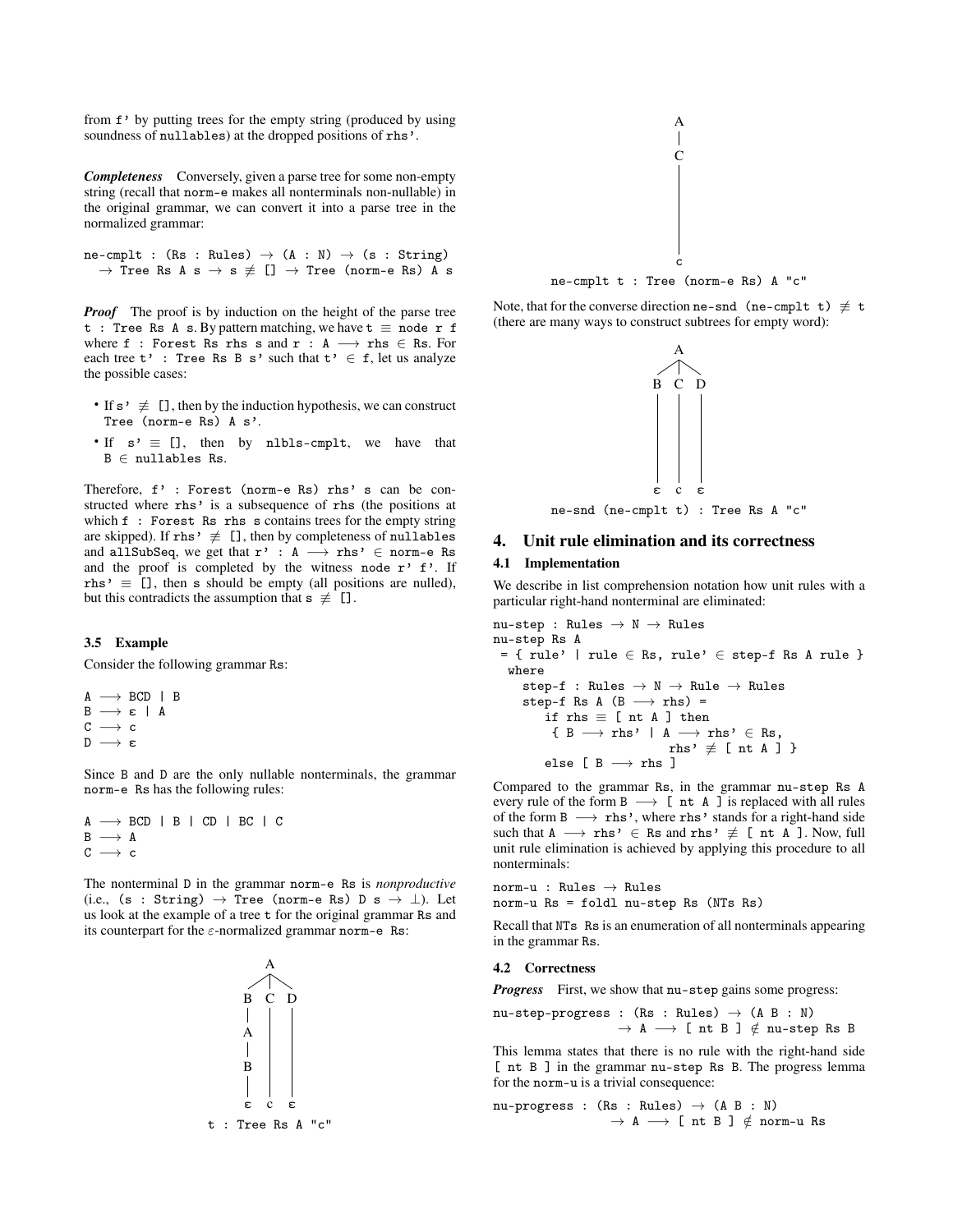from `f'` by putting trees for the empty string (produced by using soundness of `nullables`) at the dropped positions of `rhs'`.

***Completeness*** Conversely, given a parse tree for some non-empty string (recall that `norm-e` makes all nonterminals non-nullable) in the original grammar, we can convert it into a parse tree in the normalized grammar:

```
ne-cmplt : (Rs : Rules) → (A : N) → (s : String)
  → Tree Rs A s → s ≢ [] → Tree (norm-e Rs) A s
```

***Proof*** The proof is by induction on the height of the parse tree `t : Tree Rs A s`. By pattern matching, we have `t ≡ node r f` where `f : Forest Rs rhs s` and `r : A ⟶ rhs ∈ Rs`. For each tree `t' : Tree Rs B s'` such that `t' ∈ f`, let us analyze the possible cases:

- If `s' ≢ []`, then by the induction hypothesis, we can construct `Tree (norm-e Rs) A s'`.
- If `s' ≡ []`, then by `nlbls-cmplt`, we have that `B ∈ nullables Rs`.

Therefore, `f' : Forest (norm-e Rs) rhs' s` can be constructed where `rhs'` is a subsequence of `rhs` (the positions at which `f : Forest Rs rhs s` contains trees for the empty string are skipped). If `rhs' ≢ []`, then by completeness of `nullables` and `allSubSeq`, we get that `r' : A ⟶ rhs' ∈ norm-e Rs` and the proof is completed by the witness `node r' f'`. If `rhs' ≡ []`, then `s` should be empty (all positions are nulled), but this contradicts the assumption that `s ≢ []`.

### 3.5 Example

Consider the following grammar `Rs`:

```
A ⟶ BCD | B
B ⟶ ε | A
C ⟶ c
D ⟶ ε
```

Since `B` and `D` are the only nullable nonterminals, the grammar `norm-e Rs` has the following rules:

```
A ⟶ BCD | B | CD | BC | C
B ⟶ A
C ⟶ c
```

The nonterminal `D` in the grammar `norm-e Rs` is *nonproductive* (i.e., `(s : String) → Tree (norm-e Rs) D s → ⊥`). Let us look at the example of a tree `t` for the original grammar `Rs` and its counterpart for the $\varepsilon$-normalized grammar `norm-e Rs`:

```
        A
      / | \
     B  C  D
     |  |  |
     A  |  |
     |  |  |
     B  |  |
     |  |  |
     ε  c  ε
```

`t : Tree Rs A "c"`

```
   A
   |
   C
   |
   c
```

`ne-cmplt t : Tree (norm-e Rs) A "c"`

Note, that for the converse direction `ne-snd (ne-cmplt t) ≢ t` (there are many ways to construct subtrees for empty word):

```
        A
      / | \
     B  C  D
     |  |  |
     ε  c  ε
```

`ne-snd (ne-cmplt t) : Tree Rs A "c"`

## 4. Unit rule elimination and its correctness

### 4.1 Implementation

We describe in list comprehension notation how unit rules with a particular right-hand nonterminal are eliminated:

```
nu-step : Rules → N → Rules
nu-step Rs A
 = { rule' | rule ∈ Rs, rule' ∈ step-f Rs A rule }
  where
    step-f : Rules → N → Rule → Rules
    step-f Rs A (B ⟶ rhs) =
       if rhs ≡ [ nt A ] then
        { B ⟶ rhs' | A ⟶ rhs' ∈ Rs,
                     rhs' ≢ [ nt A ] }
       else [ B ⟶ rhs ]
```

Compared to the grammar `Rs`, in the grammar `nu-step Rs A` every rule of the form `B ⟶ [ nt A ]` is replaced with all rules of the form `B ⟶ rhs'`, where `rhs'` stands for a right-hand side such that `A ⟶ rhs' ∈ Rs` and `rhs' ≢ [ nt A ]`. Now, full unit rule elimination is achieved by applying this procedure to all nonterminals:

```
norm-u : Rules → Rules
norm-u Rs = foldl nu-step Rs (NTs Rs)
```

Recall that `NTs Rs` is an enumeration of all nonterminals appearing in the grammar `Rs`.

### 4.2 Correctness

***Progress*** First, we show that `nu-step` gains some progress:

```
nu-step-progress : (Rs : Rules) → (A B : N)
                 → A ⟶ [ nt B ] ∉ nu-step Rs B
```

This lemma states that there is no rule with the right-hand side `[ nt B ]` in the grammar `nu-step Rs B`. The progress lemma for the `norm-u` is a trivial consequence:

```
nu-progress : (Rs : Rules) → (A B : N)
            → A ⟶ [ nt B ] ∉ norm-u Rs
```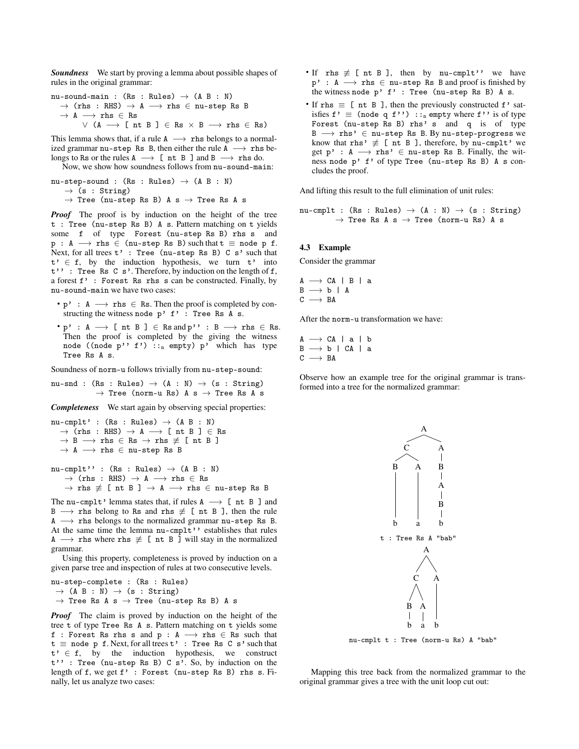***Soundness*** We start by proving a lemma about possible shapes of rules in the original grammar:

```
nu-sound-main : (Rs : Rules) → (A B : N)
  → (rhs : RHS) → A ⟶ rhs ∈ nu-step Rs B
  → A ⟶ rhs ∈ Rs
      ∨ (A ⟶ [ nt B ] ∈ Rs × B ⟶ rhs ∈ Rs)
```

This lemma shows that, if a rule `A ⟶ rhs` belongs to a normalized grammar `nu-step Rs B`, then either the rule `A ⟶ rhs` belongs to Rs or the rules `A ⟶ [ nt B ]` and `B ⟶ rhs` do.

Now, we show how soundness follows from `nu-sound-main`:

```
nu-step-sound : (Rs : Rules) → (A B : N)
  → (s : String)
  → Tree (nu-step Rs B) A s → Tree Rs A s
```

***Proof*** The proof is by induction on the height of the tree `t : Tree (nu-step Rs B) A s`. Pattern matching on `t` yields some `f` of type `Forest (nu-step Rs B) rhs s` and `p : A ⟶ rhs ∈ (nu-step Rs B)` such that `t ≡ node p f`. Next, for all trees `t' : Tree (nu-step Rs B) C s'` such that `t' ∈ f`, by the induction hypothesis, we turn `t'` into `t'' : Tree Rs C s'`. Therefore, by induction on the length of `f`, a forest `f' : Forest Rs rhs s` can be constructed. Finally, by `nu-sound-main` we have two cases:

- `p' : A ⟶ rhs ∈ Rs`. Then the proof is completed by constructing the witness `node p' f' : Tree Rs A s`.
- `p' : A ⟶ [ nt B ] ∈ Rs` and `p'' : B ⟶ rhs ∈ Rs`. Then the proof is completed by the giving the witness `node ((node p'' f') ::ₙ empty) p'` which has type `Tree Rs A s`.

Soundness of `norm-u` follows trivially from `nu-step-sound`:

```
nu-snd : (Rs : Rules) → (A : N) → (s : String)
       → Tree (norm-u Rs) A s → Tree Rs A s
```

***Completeness*** We start again by observing special properties:

```
nu-cmplt' : (Rs : Rules) → (A B : N)
  → (rhs : RHS) → A ⟶ [ nt B ] ∈ Rs
  → B ⟶ rhs ∈ Rs → rhs ≢ [ nt B ]
  → A ⟶ rhs ∈ nu-step Rs B

nu-cmplt'' : (Rs : Rules) → (A B : N)
  → (rhs : RHS) → A ⟶ rhs ∈ Rs
  → rhs ≢ [ nt B ] → A ⟶ rhs ∈ nu-step Rs B
```

The `nu-cmplt'` lemma states that, if rules `A ⟶ [ nt B ]` and `B ⟶ rhs` belong to Rs and `rhs ≢ [ nt B ]`, then the rule `A ⟶ rhs` belongs to the normalized grammar `nu-step Rs B`. At the same time the lemma `nu-cmplt''` establishes that rules `A ⟶ rhs` where `rhs ≢ [ nt B ]` will stay in the normalized grammar.

Using this property, completeness is proved by induction on a given parse tree and inspection of rules at two consecutive levels.

```
nu-step-complete : (Rs : Rules)
 → (A B : N) → (s : String)
 → Tree Rs A s → Tree (nu-step Rs B) A s
```

***Proof*** The claim is proved by induction on the height of the tree `t` of type `Tree Rs A s`. Pattern matching on `t` yields some `f : Forest Rs rhs s` and `p : A ⟶ rhs ∈ Rs` such that `t ≡ node p f`. Next, for all trees `t' : Tree Rs C s'` such that `t' ∈ f`, by the induction hypothesis, we construct `t'' : Tree (nu-step Rs B) C s'`. So, by induction on the length of `f`, we get `f' : Forest (nu-step Rs B) rhs s`. Finally, let us analyze two cases:

- If `rhs ≢ [ nt B ]`, then by `nu-cmplt''` we have `p' : A ⟶ rhs ∈ nu-step Rs B` and proof is finished by the witness `node p' f' : Tree (nu-step Rs B) A s`.
- If `rhs ≡ [ nt B ]`, then the previously constructed `f'` satisfies `f' ≡ (node q f'') ::ₙ empty` where `f''` is of type `Forest (nu-step Rs B) rhs' s` and `q` is of type `B ⟶ rhs' ∈ nu-step Rs B`. By `nu-step-progress` we know that `rhs' ≢ [ nt B ]`, therefore, by `nu-cmplt'` we get `p' : A ⟶ rhs' ∈ nu-step Rs B`. Finally, the witness `node p' f'` of type `Tree (nu-step Rs B) A s` concludes the proof.

And lifting this result to the full elimination of unit rules:

```
nu-cmplt : (Rs : Rules) → (A : N) → (s : String)
       → Tree Rs A s → Tree (norm-u Rs) A s
```

### 4.3 Example

Consider the grammar

```
A ⟶ CA | B | a
B ⟶ b | A
C ⟶ BA
```

After the `norm-u` transformation we have:

```
A ⟶ CA | a | b
B ⟶ b | CA | a
C ⟶ BA
```

Observe how an example tree for the original grammar is transformed into a tree for the normalized grammar:

```
t : Tree Rs A "bab"

nu-cmplt t : Tree (norm-u Rs) A "bab"
```

Mapping this tree back from the normalized grammar to the original grammar gives a tree with the unit loop cut out: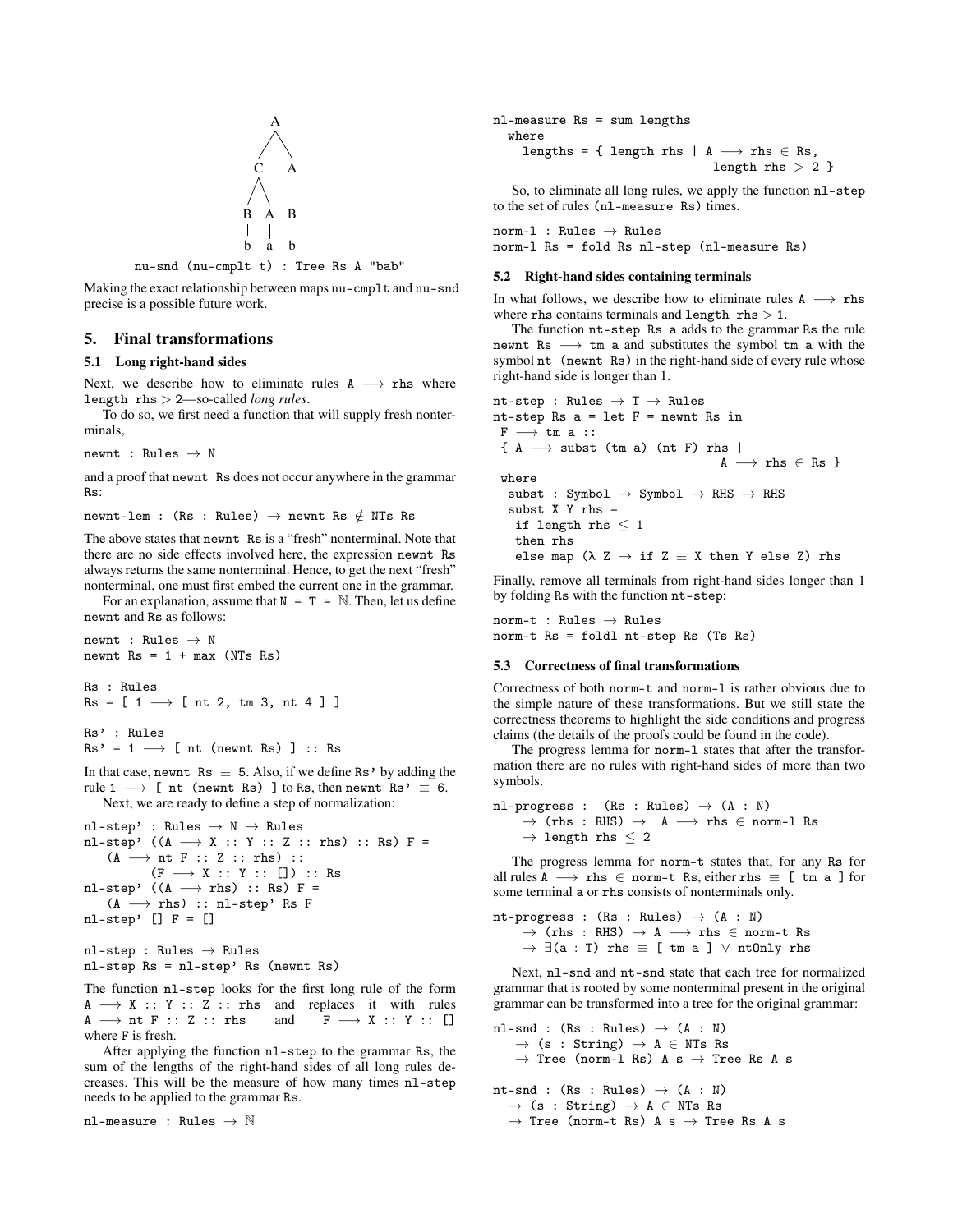```
          A
         / \
        C   A
       / \   |
      B  A   B
      |  |   |
      b  a   b
```

nu-snd (nu-cmplt t) : Tree Rs A "bab"

Making the exact relationship between maps nu-cmplt and nu-snd precise is a possible future work.

## 5. Final transformations

### 5.1 Long right-hand sides

Next, we describe how to eliminate rules A ⟶ rhs where length rhs > 2—so-called *long rules*.

To do so, we first need a function that will supply fresh nonterminals,

```
newnt : Rules → N
```

and a proof that newnt Rs does not occur anywhere in the grammar Rs:

```
newnt-lem : (Rs : Rules) → newnt Rs ∉ NTs Rs
```

The above states that newnt Rs is a "fresh" nonterminal. Note that there are no side effects involved here, the expression newnt Rs always returns the same nonterminal. Hence, to get the next "fresh" nonterminal, one must first embed the current one in the grammar.

For an explanation, assume that N = T = ℕ. Then, let us define newnt and Rs as follows:

```
newnt : Rules → N
newnt Rs = 1 + max (NTs Rs)

Rs : Rules
Rs = [ 1 ⟶ [ nt 2, tm 3, nt 4 ] ]

Rs' : Rules
Rs' = 1 ⟶ [ nt (newnt Rs) ] :: Rs
```

In that case, newnt Rs ≡ 5. Also, if we define Rs' by adding the rule 1 ⟶ [ nt (newnt Rs) ] to Rs, then newnt Rs' ≡ 6.

Next, we are ready to define a step of normalization:

```
nl-step' : Rules → N → Rules
nl-step' ((A ⟶ X :: Y :: Z :: rhs) :: Rs) F =
   (A ⟶ nt F :: Z :: rhs) ::
        (F ⟶ X :: Y :: []) :: Rs
nl-step' ((A ⟶ rhs) :: Rs) F =
   (A ⟶ rhs) :: nl-step' Rs F
nl-step' [] F = []

nl-step : Rules → Rules
nl-step Rs = nl-step' Rs (newnt Rs)
```

The function nl-step looks for the first long rule of the form A ⟶ X :: Y :: Z :: rhs and replaces it with rules A ⟶ nt F :: Z :: rhs and F ⟶ X :: Y :: [] where F is fresh.

After applying the function nl-step to the grammar Rs, the sum of the lengths of the right-hand sides of all long rules decreases. This will be the measure of how many times nl-step needs to be applied to the grammar Rs.

```
nl-measure : Rules → ℕ
nl-measure Rs = sum lengths
  where
    lengths = { length rhs | A ⟶ rhs ∈ Rs,
                              length rhs > 2 }
```

So, to eliminate all long rules, we apply the function nl-step to the set of rules (nl-measure Rs) times.

```
norm-l : Rules → Rules
norm-l Rs = fold Rs nl-step (nl-measure Rs)
```

### 5.2 Right-hand sides containing terminals

In what follows, we describe how to eliminate rules A ⟶ rhs where rhs contains terminals and length rhs > 1.

The function nt-step Rs a adds to the grammar Rs the rule newnt Rs ⟶ tm a and substitutes the symbol tm a with the symbol nt (newnt Rs) in the right-hand side of every rule whose right-hand side is longer than 1.

```
nt-step : Rules → T → Rules
nt-step Rs a = let F = newnt Rs in
 F ⟶ tm a ::
 { A ⟶ subst (tm a) (nt F) rhs |
                                A ⟶ rhs ∈ Rs }
 where
  subst : Symbol → Symbol → RHS → RHS
  subst X Y rhs =
   if length rhs ≤ 1
   then rhs
   else map (λ Z → if Z ≡ X then Y else Z) rhs
```

Finally, remove all terminals from right-hand sides longer than 1 by folding Rs with the function nt-step:

```
norm-t : Rules → Rules
norm-t Rs = foldl nt-step Rs (Ts Rs)
```

### 5.3 Correctness of final transformations

Correctness of both norm-t and norm-l is rather obvious due to the simple nature of these transformations. But we still state the correctness theorems to highlight the side conditions and progress claims (the details of the proofs could be found in the code).

The progress lemma for norm-l states that after the transformation there are no rules with right-hand sides of more than two symbols.

```
nl-progress :  (Rs : Rules) → (A : N)
    → (rhs : RHS) →  A ⟶ rhs ∈ norm-l Rs
    → length rhs ≤ 2
```

The progress lemma for norm-t states that, for any Rs for all rules A ⟶ rhs ∈ norm-t Rs, either rhs ≡ [ tm a ] for some terminal a or rhs consists of nonterminals only.

```
nt-progress : (Rs : Rules) → (A : N)
    → (rhs : RHS) → A ⟶ rhs ∈ norm-t Rs
    → ∃(a : T) rhs ≡ [ tm a ] ∨ ntOnly rhs
```

Next, nl-snd and nt-snd state that each tree for normalized grammar that is rooted by some nonterminal present in the original grammar can be transformed into a tree for the original grammar:

```
nl-snd : (Rs : Rules) → (A : N)
   → (s : String) → A ∈ NTs Rs
   → Tree (norm-l Rs) A s → Tree Rs A s

nt-snd : (Rs : Rules) → (A : N)
  → (s : String) → A ∈ NTs Rs
  → Tree (norm-t Rs) A s → Tree Rs A s
```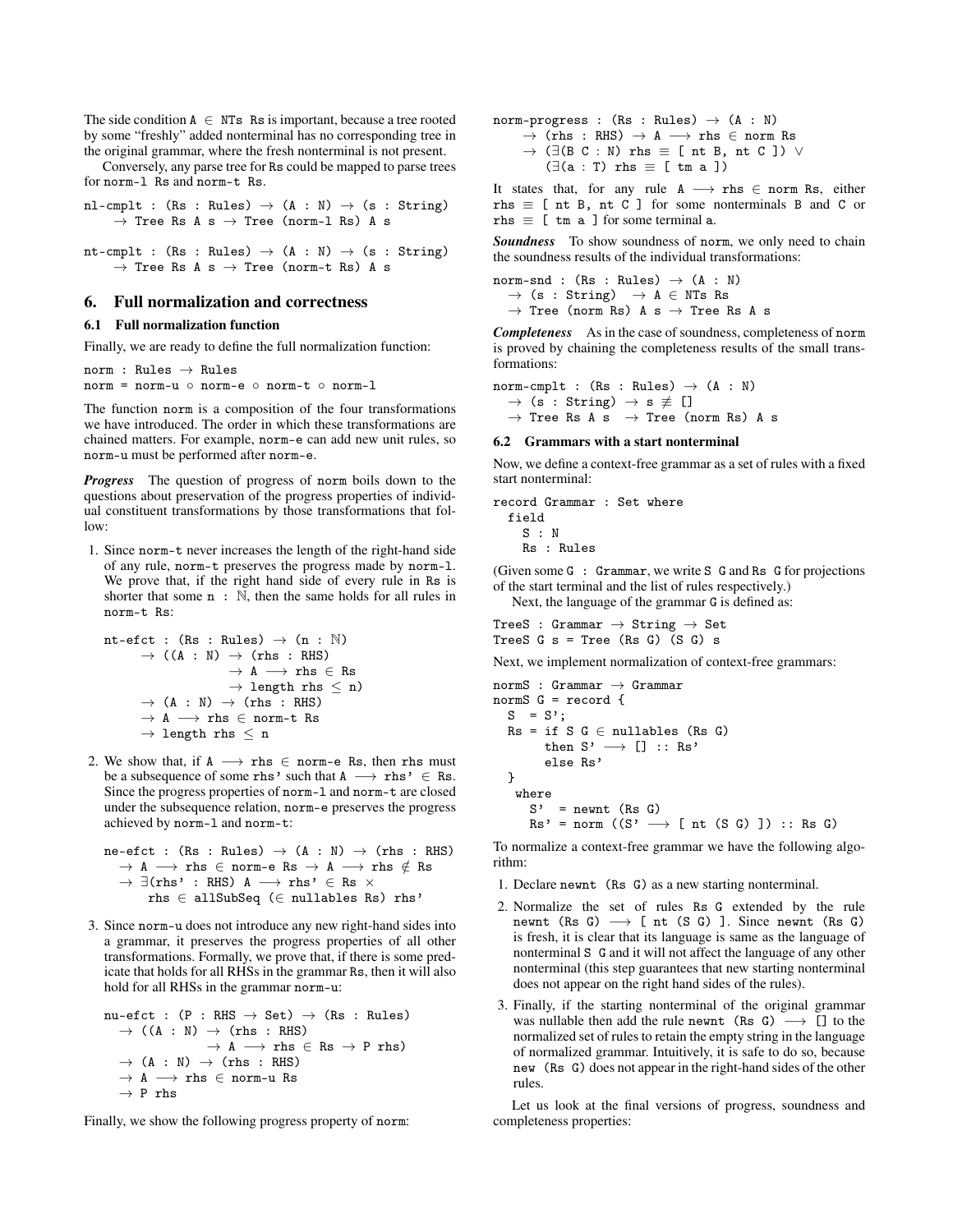The side condition `A ∈ NTs Rs` is important, because a tree rooted by some "freshly" added nonterminal has no corresponding tree in the original grammar, where the fresh nonterminal is not present.

Conversely, any parse tree for `Rs` could be mapped to parse trees for `norm-l Rs` and `norm-t Rs`.

```
nl-cmplt : (Rs : Rules) → (A : N) → (s : String)
    → Tree Rs A s → Tree (norm-l Rs) A s
```

```
nt-cmplt : (Rs : Rules) → (A : N) → (s : String)
    → Tree Rs A s → Tree (norm-t Rs) A s
```

## 6. Full normalization and correctness

### 6.1 Full normalization function

Finally, we are ready to define the full normalization function:

```
norm : Rules → Rules
norm = norm-u ∘ norm-e ∘ norm-t ∘ norm-l
```

The function `norm` is a composition of the four transformations we have introduced. The order in which these transformations are chained matters. For example, `norm-e` can add new unit rules, so `norm-u` must be performed after `norm-e`.

***Progress*** The question of progress of `norm` boils down to the questions about preservation of the progress properties of individual constituent transformations by those transformations that follow:

1. Since `norm-t` never increases the length of the right-hand side of any rule, `norm-t` preserves the progress made by `norm-l`. We prove that, if the right hand side of every rule in `Rs` is shorter that some `n : ℕ`, then the same holds for all rules in `norm-t Rs`:

```
nt-efct : (Rs : Rules) → (n : ℕ)
      → ((A : N) → (rhs : RHS)
                 → A ⟶ rhs ∈ Rs
                 → length rhs ≤ n)
      → (A : N) → (rhs : RHS)
      → A ⟶ rhs ∈ norm-t Rs
      → length rhs ≤ n
```

2. We show that, if `A ⟶ rhs ∈ norm-e Rs`, then `rhs` must be a subsequence of some `rhs'` such that `A ⟶ rhs' ∈ Rs`. Since the progress properties of `norm-l` and `norm-t` are closed under the subsequence relation, `norm-e` preserves the progress achieved by `norm-l` and `norm-t`:

```
ne-efct : (Rs : Rules) → (A : N) → (rhs : RHS)
   → A ⟶ rhs ∈ norm-e Rs → A ⟶ rhs ∉ Rs
   → ∃(rhs' : RHS) A ⟶ rhs' ∈ Rs ×
       rhs ∈ allSubSeq (∈ nullables Rs) rhs'
```

3. Since `norm-u` does not introduce any new right-hand sides into a grammar, it preserves the progress properties of all other transformations. Formally, we prove that, if there is some predicate that holds for all RHSs in the grammar `Rs`, then it will also hold for all RHSs in the grammar `norm-u`:

```
nu-efct : (P : RHS → Set) → (Rs : Rules)
   → ((A : N) → (rhs : RHS)
              → A ⟶ rhs ∈ Rs → P rhs)
   → (A : N) → (rhs : RHS)
   → A ⟶ rhs ∈ norm-u Rs
   → P rhs
```

Finally, we show the following progress property of `norm`:

```
norm-progress : (Rs : Rules) → (A : N)
    → (rhs : RHS) → A ⟶ rhs ∈ norm Rs
    → (∃(B C : N) rhs ≡ [ nt B, nt C ]) ∨
       (∃(a : T) rhs ≡ [ tm a ])
```

It states that, for any rule `A ⟶ rhs ∈ norm Rs`, either `rhs ≡ [ nt B, nt C ]` for some nonterminals `B` and `C` or `rhs ≡ [ tm a ]` for some terminal `a`.

***Soundness*** To show soundness of `norm`, we only need to chain the soundness results of the individual transformations:

```
norm-snd : (Rs : Rules) → (A : N)
  → (s : String)  → A ∈ NTs Rs
  → Tree (norm Rs) A s → Tree Rs A s
```

***Completeness*** As in the case of soundness, completeness of `norm` is proved by chaining the completeness results of the small transformations:

```
norm-cmplt : (Rs : Rules) → (A : N)
  → (s : String) → s ≢ []
  → Tree Rs A s  → Tree (norm Rs) A s
```

### 6.2 Grammars with a start nonterminal

Now, we define a context-free grammar as a set of rules with a fixed start nonterminal:

```
record Grammar : Set where
  field
    S : N
    Rs : Rules
```

(Given some `G : Grammar`, we write `S G` and `Rs G` for projections of the start terminal and the list of rules respectively.)

Next, the language of the grammar `G` is defined as:

```
TreeS : Grammar → String → Set
TreeS G s = Tree (Rs G) (S G) s
```

Next, we implement normalization of context-free grammars:

```
normS : Grammar → Grammar
normS G = record {
  S  = S';
  Rs = if S G ∈ nullables (Rs G)
       then S' ⟶ [] :: Rs'
       else Rs'
  }
   where
     S'  = newnt (Rs G)
     Rs' = norm ((S' ⟶ [ nt (S G) ]) :: Rs G)
```

To normalize a context-free grammar we have the following algorithm:

1. Declare `newnt (Rs G)` as a new starting nonterminal.
2. Normalize the set of rules `Rs G` extended by the rule `newnt (Rs G) ⟶ [ nt (S G) ]`. Since `newnt (Rs G)` is fresh, it is clear that its language is same as the language of nonterminal `S G` and it will not affect the language of any other nonterminal (this step guarantees that new starting nonterminal does not appear on the right hand sides of the rules).
3. Finally, if the starting nonterminal of the original grammar was nullable then add the rule `newnt (Rs G) ⟶ []` to the normalized set of rules to retain the empty string in the language of normalized grammar. Intuitively, it is safe to do so, because `new (Rs G)` does not appear in the right-hand sides of the other rules.

Let us look at the final versions of progress, soundness and completeness properties: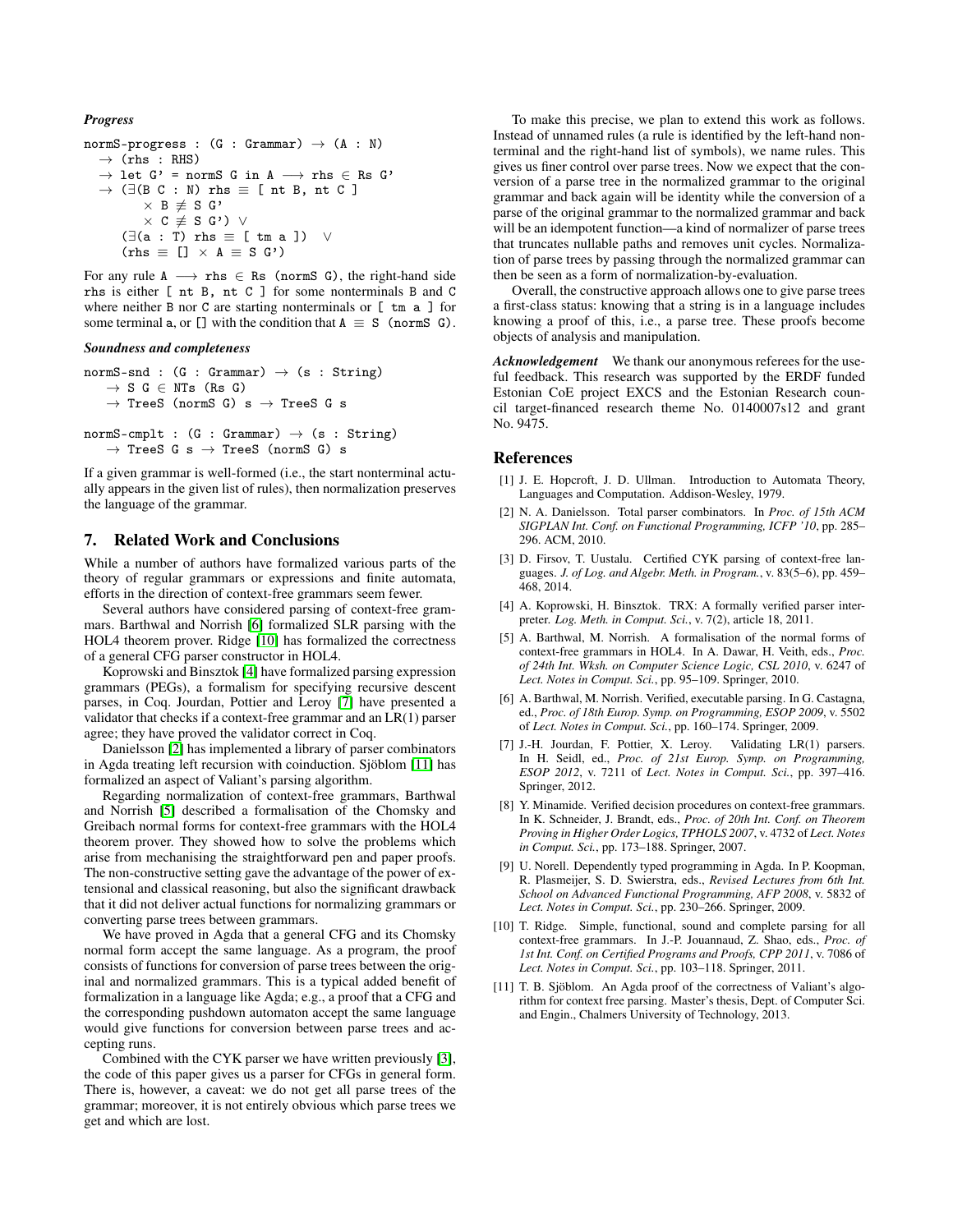***Progress***

```
normS-progress : (G : Grammar) → (A : N)
  → (rhs : RHS)
  → let G' = normS G in A ⟶ rhs ∈ Rs G'
  → (∃(B C : N) rhs ≡ [ nt B, nt C ]
        × B ≢ S G'
        × C ≢ S G') ∨
     (∃(a : T) rhs ≡ [ tm a ])  ∨
     (rhs ≡ [] × A ≡ S G')
```

For any rule `A ⟶ rhs ∈ Rs (normS G)`, the right-hand side `rhs` is either `[ nt B, nt C ]` for some nonterminals `B` and `C` where neither `B` nor `C` are starting nonterminals or `[ tm a ]` for some terminal a, or `[]` with the condition that `A ≡ S (normS G)`.

***Soundness and completeness***

```
normS-snd : (G : Grammar) → (s : String)
    → S G ∈ NTs (Rs G)
    → TreeS (normS G) s → TreeS G s

normS-cmplt : (G : Grammar) → (s : String)
    → TreeS G s → TreeS (normS G) s
```

If a given grammar is well-formed (i.e., the start nonterminal actually appears in the given list of rules), then normalization preserves the language of the grammar.

## 7. Related Work and Conclusions

While a number of authors have formalized various parts of the theory of regular grammars or expressions and finite automata, efforts in the direction of context-free grammars seem fewer.

Several authors have considered parsing of context-free grammars. Barthwal and Norrish [6] formalized SLR parsing with the HOL4 theorem prover. Ridge [10] has formalized the correctness of a general CFG parser constructor in HOL4.

Koprowski and Binsztok [4] have formalized parsing expression grammars (PEGs), a formalism for specifying recursive descent parses, in Coq. Jourdan, Pottier and Leroy [7] have presented a validator that checks if a context-free grammar and an LR(1) parser agree; they have proved the validator correct in Coq.

Danielsson [2] has implemented a library of parser combinators in Agda treating left recursion with coinduction. Sjöblom [11] has formalized an aspect of Valiant's parsing algorithm.

Regarding normalization of context-free grammars, Barthwal and Norrish [5] described a formalisation of the Chomsky and Greibach normal forms for context-free grammars with the HOL4 theorem prover. They showed how to solve the problems which arise from mechanising the straightforward pen and paper proofs. The non-constructive setting gave the advantage of the power of extensional and classical reasoning, but also the significant drawback that it did not deliver actual functions for normalizing grammars or converting parse trees between grammars.

We have proved in Agda that a general CFG and its Chomsky normal form accept the same language. As a program, the proof consists of functions for conversion of parse trees between the original and normalized grammars. This is a typical added benefit of formalization in a language like Agda; e.g., a proof that a CFG and the corresponding pushdown automaton accept the same language would give functions for conversion between parse trees and accepting runs.

Combined with the CYK parser we have written previously [3], the code of this paper gives us a parser for CFGs in general form. There is, however, a caveat: we do not get all parse trees of the grammar; moreover, it is not entirely obvious which parse trees we get and which are lost.

To make this precise, we plan to extend this work as follows. Instead of unnamed rules (a rule is identified by the left-hand nonterminal and the right-hand list of symbols), we name rules. This gives us finer control over parse trees. Now we expect that the conversion of a parse tree in the normalized grammar to the original grammar and back again will be identity while the conversion of a parse of the original grammar to the normalized grammar and back will be an idempotent function—a kind of normalizer of parse trees that truncates nullable paths and removes unit cycles. Normalization of parse trees by passing through the normalized grammar can then be seen as a form of normalization-by-evaluation.

Overall, the constructive approach allows one to give parse trees a first-class status: knowing that a string is in a language includes knowing a proof of this, i.e., a parse tree. These proofs become objects of analysis and manipulation.

***Acknowledgement*** We thank our anonymous referees for the useful feedback. This research was supported by the ERDF funded Estonian CoE project EXCS and the Estonian Research council target-financed research theme No. 0140007s12 and grant No. 9475.

## References

[1] J. E. Hopcroft, J. D. Ullman. Introduction to Automata Theory, Languages and Computation. Addison-Wesley, 1979.

[2] N. A. Danielsson. Total parser combinators. In *Proc. of 15th ACM SIGPLAN Int. Conf. on Functional Programming, ICFP '10*, pp. 285–296. ACM, 2010.

[3] D. Firsov, T. Uustalu. Certified CYK parsing of context-free languages. *J. of Log. and Algebr. Meth. in Program.*, v. 83(5–6), pp. 459–468, 2014.

[4] A. Koprowski, H. Binsztok. TRX: A formally verified parser interpreter. *Log. Meth. in Comput. Sci.*, v. 7(2), article 18, 2011.

[5] A. Barthwal, M. Norrish. A formalisation of the normal forms of context-free grammars in HOL4. In A. Dawar, H. Veith, eds., *Proc. of 24th Int. Wksh. on Computer Science Logic, CSL 2010*, v. 6247 of *Lect. Notes in Comput. Sci.*, pp. 95–109. Springer, 2010.

[6] A. Barthwal, M. Norrish. Verified, executable parsing. In G. Castagna, ed., *Proc. of 18th Europ. Symp. on Programming, ESOP 2009*, v. 5502 of *Lect. Notes in Comput. Sci.*, pp. 160–174. Springer, 2009.

[7] J.-H. Jourdan, F. Pottier, X. Leroy. Validating LR(1) parsers. In H. Seidl, ed., *Proc. of 21st Europ. Symp. on Programming, ESOP 2012*, v. 7211 of *Lect. Notes in Comput. Sci.*, pp. 397–416. Springer, 2012.

[8] Y. Minamide. Verified decision procedures on context-free grammars. In K. Schneider, J. Brandt, eds., *Proc. of 20th Int. Conf. on Theorem Proving in Higher Order Logics, TPHOLS 2007*, v. 4732 of *Lect. Notes in Comput. Sci.*, pp. 173–188. Springer, 2007.

[9] U. Norell. Dependently typed programming in Agda. In P. Koopman, R. Plasmeijer, S. D. Swierstra, eds., *Revised Lectures from 6th Int. School on Advanced Functional Programming, AFP 2008*, v. 5832 of *Lect. Notes in Comput. Sci.*, pp. 230–266. Springer, 2009.

[10] T. Ridge. Simple, functional, sound and complete parsing for all context-free grammars. In J.-P. Jouannaud, Z. Shao, eds., *Proc. of 1st Int. Conf. on Certified Programs and Proofs, CPP 2011*, v. 7086 of *Lect. Notes in Comput. Sci.*, pp. 103–118. Springer, 2011.

[11] T. B. Sjöblom. An Agda proof of the correctness of Valiant's algorithm for context free parsing. Master's thesis, Dept. of Computer Sci. and Engin., Chalmers University of Technology, 2013.